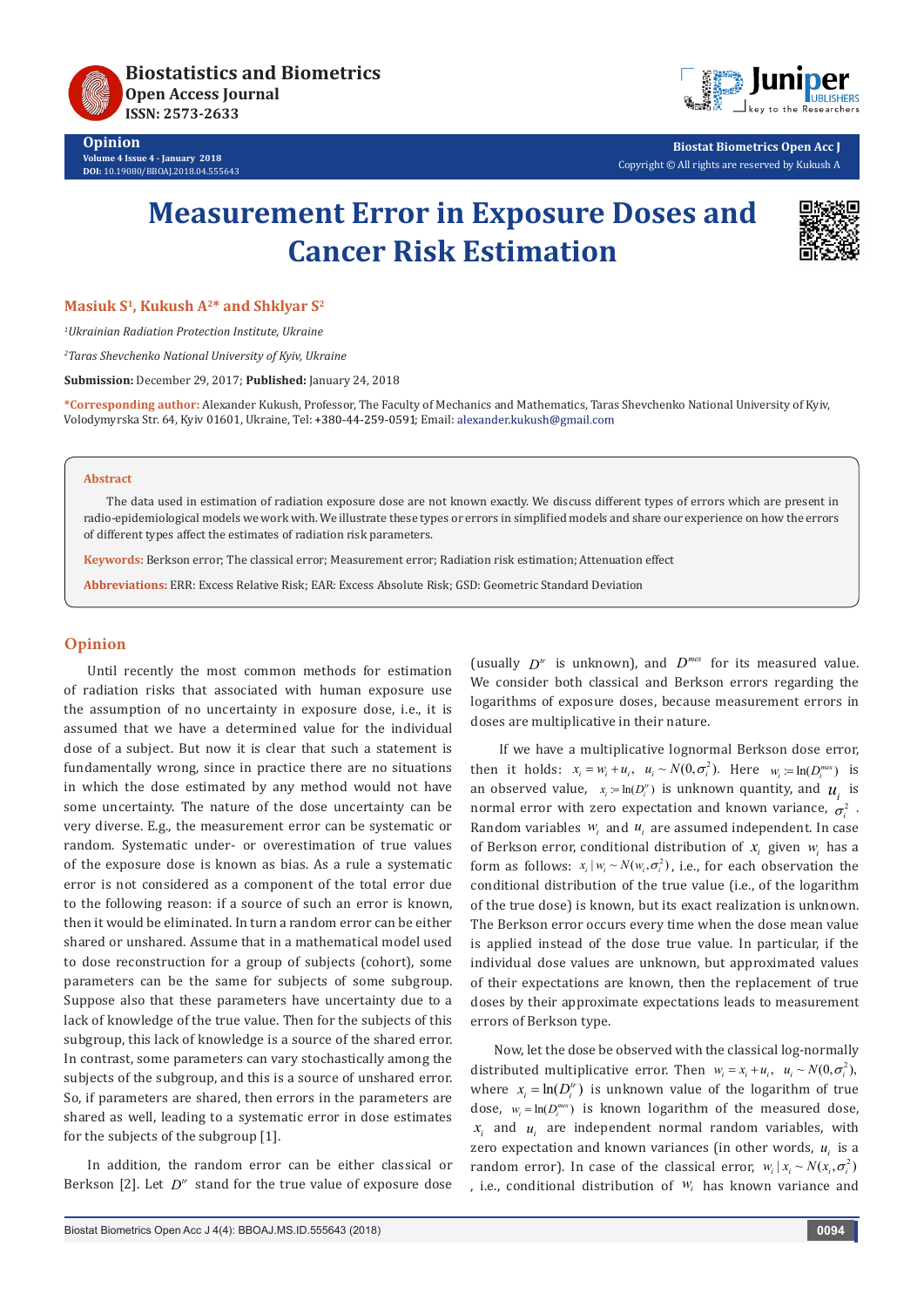# Measurement Error in Exposure Doses and Cancer Risk Estimation

**Masiuk S[1], Kukush A[2]* and Shklyar S[2]**

*[1]Ukrainian Radiation Protection Institute, Ukraine*

*[2]Taras Shevchenko National University of Kyiv, Ukraine*

**Submission:** December 29, 2017; **Published:** January 24, 2018

***Corresponding author:** Alexander Kukush, Professor, The Faculty of Mechanics and Mathematics, Taras Shevchenko National University of Kyiv, Volodymyrska Str. 64, Kyiv 01601, Ukraine, Tel: +380-44-259-0591; Email: alexander.kukush@gmail.com

**Abstract**

The data used in estimation of radiation exposure dose are not known exactly. We discuss different types of errors which are present in radio-epidemiological models we work with. We illustrate these types or errors in simplified models and share our experience on how the errors of different types affect the estimates of radiation risk parameters.

**Keywords:** Berkson error; The classical error; Measurement error; Radiation risk estimation; Attenuation effect

**Abbreviations:** ERR: Excess Relative Risk; EAR: Excess Absolute Risk; GSD: Geometric Standard Deviation

## Opinion

Until recently the most common methods for estimation of radiation risks that associated with human exposure use the assumption of no uncertainty in exposure dose, i.e., it is assumed that we have a determined value for the individual dose of a subject. But now it is clear that such a statement is fundamentally wrong, since in practice there are no situations in which the dose estimated by any method would not have some uncertainty. The nature of the dose uncertainty can be very diverse. E.g., the measurement error can be systematic or random. Systematic under- or overestimation of true values of the exposure dose is known as bias. As a rule a systematic error is not considered as a component of the total error due to the following reason: if a source of such an error is known, then it would be eliminated. In turn a random error can be either shared or unshared. Assume that in a mathematical model used to dose reconstruction for a group of subjects (cohort), some parameters can be the same for subjects of some subgroup. Suppose also that these parameters have uncertainty due to a lack of knowledge of the true value. Then for the subjects of this subgroup, this lack of knowledge is a source of the shared error. In contrast, some parameters can vary stochastically among the subjects of the subgroup, and this is a source of unshared error. So, if parameters are shared, then errors in the parameters are shared as well, leading to a systematic error in dose estimates for the subjects of the subgroup [1].

In addition, the random error can be either classical or Berkson [2]. Let $D^{tr}$ stand for the true value of exposure dose (usually $D^{tr}$ is unknown), and $D^{mes}$ for its measured value. We consider both classical and Berkson errors regarding the logarithms of exposure doses, because measurement errors in doses are multiplicative in their nature.

If we have a multiplicative lognormal Berkson dose error, then it holds: $x_i = w_i + u_i,\ \ u_i \sim N(0, \sigma_i^2)$. Here $w_i := \ln(D_i^{mes})$ is an observed value, $x_i := \ln(D_i^{tr})$ is unknown quantity, and $u_i$ is normal error with zero expectation and known variance, $\sigma_i^2$. Random variables $w_i$ and $u_i$ are assumed independent. In case of Berkson error, conditional distribution of $x_i$ given $w_i$ has a form as follows: $x_i \mid w_i \sim N(w_i, \sigma_i^2)$, i.e., for each observation the conditional distribution of the true value (i.e., of the logarithm of the true dose) is known, but its exact realization is unknown. The Berkson error occurs every time when the dose mean value is applied instead of the dose true value. In particular, if the individual dose values are unknown, but approximated values of their expectations are known, then the replacement of true doses by their approximate expectations leads to measurement errors of Berkson type.

Now, let the dose be observed with the classical log-normally distributed multiplicative error. Then $w_i = x_i + u_i,\ \ u_i \sim N(0, \sigma_i^2)$, where $x_i = \ln(D_i^{tr})$ is unknown value of the logarithm of true dose, $w_i = \ln(D_i^{mes})$ is known logarithm of the measured dose, $x_i$ and $u_i$ are independent normal random variables, with zero expectation and known variances (in other words, $u_i$ is a random error). In case of the classical error, $w_i \mid x_i \sim N(x_i, \sigma_i^2)$, i.e., conditional distribution of $w_i$ has known variance and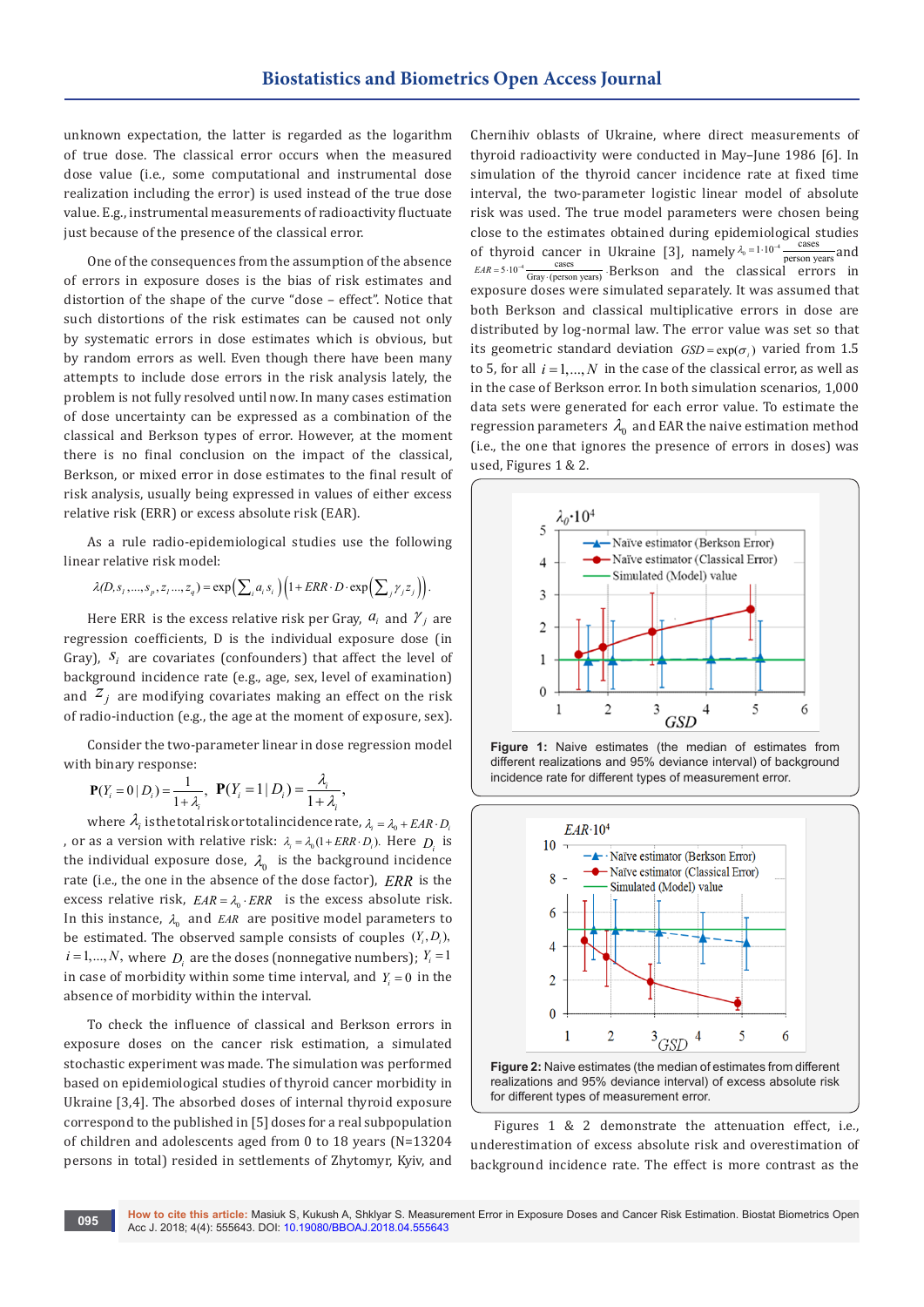unknown expectation, the latter is regarded as the logarithm of true dose. The classical error occurs when the measured dose value (i.e., some computational and instrumental dose realization including the error) is used instead of the true dose value. E.g., instrumental measurements of radioactivity fluctuate just because of the presence of the classical error.

One of the consequences from the assumption of the absence of errors in exposure doses is the bias of risk estimates and distortion of the shape of the curve "dose – effect". Notice that such distortions of the risk estimates can be caused not only by systematic errors in dose estimates which is obvious, but by random errors as well. Even though there have been many attempts to include dose errors in the risk analysis lately, the problem is not fully resolved until now. In many cases estimation of dose uncertainty can be expressed as a combination of the classical and Berkson types of error. However, at the moment there is no final conclusion on the impact of the classical, Berkson, or mixed error in dose estimates to the final result of risk analysis, usually being expressed in values of either excess relative risk (ERR) or excess absolute risk (EAR).

As a rule radio-epidemiological studies use the following linear relative risk model:

$$\lambda(D, s_1, \ldots, s_p, z_1 \ldots, z_q) = \exp\left(\sum_i a_i s_i\right)\left(1 + ERR \cdot D \cdot \exp\left(\sum_j \gamma_j z_j\right)\right).$$

Here ERR is the excess relative risk per Gray, $a_i$ and $\gamma_j$ are regression coefficients, D is the individual exposure dose (in Gray), $s_i$ are covariates (confounders) that affect the level of background incidence rate (e.g., age, sex, level of examination) and $z_j$ are modifying covariates making an effect on the risk of radio-induction (e.g., the age at the moment of exposure, sex).

Consider the two-parameter linear in dose regression model with binary response:

$$\mathbf{P}(Y_i = 0 \mid D_i) = \frac{1}{1+\lambda_i}, \quad \mathbf{P}(Y_i = 1 \mid D_i) = \frac{\lambda_i}{1+\lambda_i},$$

where $\lambda_i$ is the total risk or total incidence rate, $\lambda_i = \lambda_0 + EAR \cdot D_i$, or as a version with relative risk: $\lambda_i = \lambda_0 (1 + ERR \cdot D_i)$. Here $D_i$ is the individual exposure dose, $\lambda_0$ is the background incidence rate (i.e., the one in the absence of the dose factor), $ERR$ is the excess relative risk, $EAR = \lambda_0 \cdot ERR$ is the excess absolute risk. In this instance, $\lambda_0$ and $EAR$ are positive model parameters to be estimated. The observed sample consists of couples $(Y_i, D_i)$, $i = 1, \ldots, N$, where $D_i$ are the doses (nonnegative numbers); $Y_i = 1$ in case of morbidity within some time interval, and $Y_i = 0$ in the absence of morbidity within the interval.

To check the influence of classical and Berkson errors in exposure doses on the cancer risk estimation, a simulated stochastic experiment was made. The simulation was performed based on epidemiological studies of thyroid cancer morbidity in Ukraine [3,4]. The individual doses of internal thyroid exposure correspond to the published in [5] doses for a real subpopulation of children and adolescents aged from 0 to 18 years (N=13204 persons in total) resided in settlements of Zhytomyr, Kyiv, and Chernihiv oblasts of Ukraine, where direct measurements of thyroid radioactivity were conducted in May–June 1986 [6]. In simulation of the thyroid cancer incidence rate at fixed time interval, the two-parameter logistic linear model of absolute risk was used. The true model parameters were chosen being close to the estimates obtained during epidemiological studies of thyroid cancer in Ukraine [3], namely $\lambda_0 = 1 \cdot 10^{-4} \frac{\text{cases}}{\text{person years}}$ and $EAR = 5 \cdot 10^{-4} \frac{\text{cases}}{\text{Gray} \cdot (\text{person years})}$. Berkson and the classical errors in exposure doses were simulated separately. It was assumed that both Berkson and classical multiplicative errors in dose are distributed by log-normal law. The error value was set so that its geometric standard deviation $GSD = \exp(\sigma_i)$ varied from 1.5 to 5, for all $i = 1, \ldots, N$ in the case of the classical error, as well as in the case of Berkson error. In both simulation scenarios, 1,000 data sets were generated for each error value. To estimate the regression parameters $\lambda_0$ and EAR the naive estimation method (i.e., the one that ignores the presence of errors in doses) was used, Figures 1 & 2.

**Figure 1:** Naive estimates (the median of estimates from different realizations and 95% deviance interval) of background incidence rate for different types of measurement error.

**Figure 2:** Naive estimates (the median of estimates from different realizations and 95% deviance interval) of excess absolute risk for different types of measurement error.

Figures 1 & 2 demonstrate the attenuation effect, i.e., underestimation of excess absolute risk and overestimation of background incidence rate. The effect is more contrast as the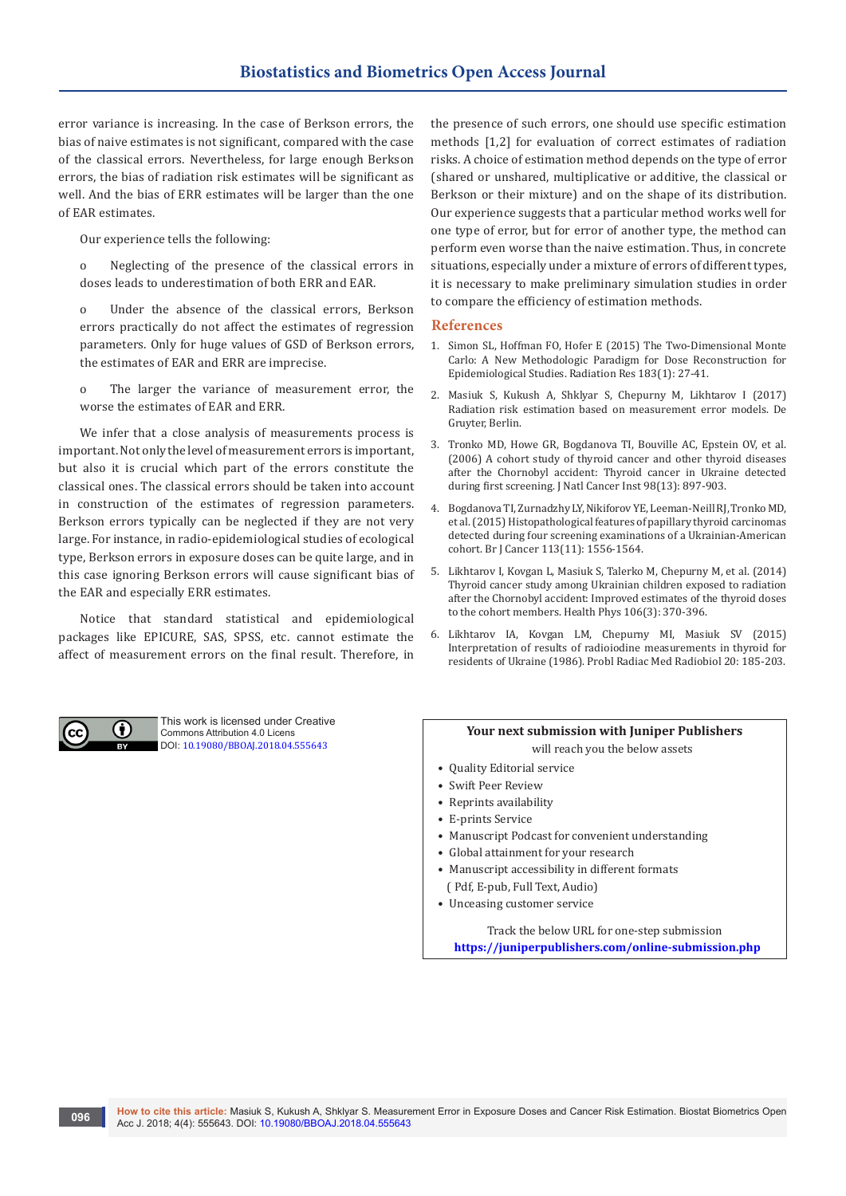error variance is increasing. In the case of Berkson errors, the bias of naive estimates is not significant, compared with the case of the classical errors. Nevertheless, for large enough Berkson errors, the bias of radiation risk estimates will be significant as well. And the bias of ERR estimates will be larger than the one of EAR estimates.

Our experience tells the following:

o Neglecting of the presence of the classical errors in doses leads to underestimation of both ERR and EAR.

o Under the absence of the classical errors, Berkson errors practically do not affect the estimates of regression parameters. Only for huge values of GSD of Berkson errors, the estimates of EAR and ERR are imprecise.

o The larger the variance of measurement error, the worse the estimates of EAR and ERR.

We infer that a close analysis of measurements process is important. Not only the level of measurement errors is important, but also it is crucial which part of the errors constitute the classical ones. The classical errors should be taken into account in construction of the estimates of regression parameters. Berkson errors typically can be neglected if they are not very large. For instance, in radio-epidemiological studies of ecological type, Berkson errors in exposure doses can be quite large, and in this case ignoring Berkson errors will cause significant bias of the EAR and especially ERR estimates.

Notice that standard statistical and epidemiological packages like EPICURE, SAS, SPSS, etc. cannot estimate the affect of measurement errors on the final result. Therefore, in the presence of such errors, one should use specific estimation methods [1,2] for evaluation of correct estimates of radiation risks. A choice of estimation method depends on the type of error (shared or unshared, multiplicative or additive, the classical or Berkson or their mixture) and on the shape of its distribution. Our experience suggests that a particular method works well for one type of error, but for error of another type, the method can perform even worse than the naive estimation. Thus, in concrete situations, especially under a mixture of errors of different types, it is necessary to make preliminary simulation studies in order to compare the efficiency of estimation methods.

## References

1. Simon SL, Hoffman FO, Hofer E (2015) The Two-Dimensional Monte Carlo: A New Methodologic Paradigm for Dose Reconstruction for Epidemiological Studies. Radiation Res 183(1): 27-41.
2. Masiuk S, Kukush A, Shklyar S, Chepurny M, Likhtarov I (2017) Radiation risk estimation based on measurement error models. De Gruyter, Berlin.
3. Tronko MD, Howe GR, Bogdanova TI, Bouville AC, Epstein OV, et al. (2006) A cohort study of thyroid cancer and other thyroid diseases after the Chornobyl accident: Thyroid cancer in Ukraine detected during first screening. J Natl Cancer Inst 98(13): 897-903.
4. Bogdanova TI, Zurnadzhy LY, Nikiforov YE, Leeman-Neill RJ, Tronko MD, et al. (2015) Histopathological features of papillary thyroid carcinomas detected during four screening examinations of a Ukrainian-American cohort. Br J Cancer 113(11): 1556-1564.
5. Likhtarov I, Kovgan L, Masiuk S, Talerko M, Chepurny M, et al. (2014) Thyroid cancer study among Ukrainian children exposed to radiation after the Chornobyl accident: Improved estimates of the thyroid doses to the cohort members. Health Phys 106(3): 370-396.
6. Likhtarov IA, Kovgan LM, Chepurny MI, Masiuk SV (2015) Interpretation of results of radioiodine measurements in thyroid for residents of Ukraine (1986). Probl Radiac Med Radiobiol 20: 185-203.

This work is licensed under Creative Commons Attribution 4.0 Licens
DOI: 10.19080/BBOAJ.2018.04.555643

**Your next submission with Juniper Publishers**
will reach you the below assets

- Quality Editorial service
- Swift Peer Review
- Reprints availability
- E-prints Service
- Manuscript Podcast for convenient understanding
- Global attainment for your research
- Manuscript accessibility in different formats
  ( Pdf, E-pub, Full Text, Audio)
- Unceasing customer service

Track the below URL for one-step submission
**https://juniperpublishers.com/online-submission.php**

**How to cite this article:** Masiuk S, Kukush A, Shklyar S. Measurement Error in Exposure Doses and Cancer Risk Estimation. Biostat Biometrics Open Acc J. 2018; 4(4): 555643. DOI: 10.19080/BBOAJ.2018.04.555643